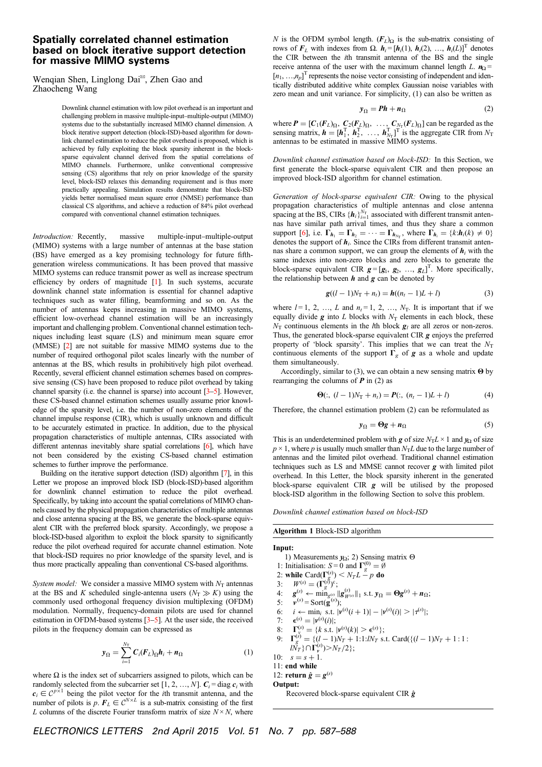# Spatially correlated channel estimation based on block iterative support detection for massive MIMO systems

Wenqian Shen, Linglong Dai✉, Zhen Gao and Zhaocheng Wang

Downlink channel estimation with low pilot overhead is an important and challenging problem in massive multiple-input–multiple-output (MIMO) systems due to the substantially increased MIMO channel dimension. A block iterative support detection (block-ISD)-based algorithm for downlink channel estimation to reduce the pilot overhead is proposed, which is achieved by fully exploiting the block sparsity inherent in the block-sparse equivalent channel derived from the spatial correlations of MIMO channels. Furthermore, unlike conventional compressive sensing (CS) algorithms that rely on prior knowledge of the sparsity level, block-ISD relaxes this demanding requirement and is thus more practically appealing. Simulation results demonstrate that block-ISD yields better normalised mean square error (NMSE) performance than classical CS algorithms, and achieve a reduction of 84% pilot overhead compared with conventional channel estimation techniques.

*Introduction:* Recently, massive multiple-input–multiple-output (MIMO) systems with a large number of antennas at the base station (BS) have emerged as a key promising technology for future fifth-generation wireless communications. It has been proved that massive MIMO systems can reduce transmit power as well as increase spectrum efficiency by orders of magnitude [1]. In such systems, accurate downlink channel state information is essential for channel adaptive techniques such as water filling, beamforming and so on. As the number of antennas keeps increasing in massive MIMO systems, efficient low-overhead channel estimation will be an increasingly important and challenging problem. Conventional channel estimation techniques including least square (LS) and minimum mean square error (MMSE) [2] are not suitable for massive MIMO systems due to the number of required orthogonal pilot scales linearly with the number of antennas at the BS, which results in prohibitively high pilot overhead. Recently, several efficient channel estimation schemes based on compressive sensing (CS) have been proposed to reduce pilot overhead by taking channel sparsity (i.e. the channel is sparse) into account [3–5]. However, these CS-based channel estimation schemes usually assume prior knowledge of the sparsity level, i.e. the number of non-zero elements of the channel impulse response (CIR), which is usually unknown and difficult to be accurately estimated in practice. In addition, due to the physical propagation characteristics of multiple antennas, CIRs associated with different antennas inevitably share spatial correlations [6], which have not been considered by the existing CS-based channel estimation schemes to further improve the performance.

Building on the iterative support detection (ISD) algorithm [7], in this Letter we propose an improved block ISD (block-ISD)-based algorithm for downlink channel estimation to reduce the pilot overhead. Specifically, by taking into account the spatial correlations of MIMO channels caused by the physical propagation characteristics of multiple antennas and close antenna spacing at the BS, we generate the block-sparse equivalent CIR with the preferred block sparsity. Accordingly, we propose a block-ISD-based algorithm to exploit the block sparsity to significantly reduce the pilot overhead required for accurate channel estimation. Note that block-ISD requires no prior knowledge of the sparsity level, and is thus more practically appealing than conventional CS-based algorithms.

*System model:* We consider a massive MIMO system with $N_T$ antennas at the BS and $K$ scheduled single-antenna users ($N_T \gg K$) using the commonly used orthogonal frequency division multiplexing (OFDM) modulation. Normally, frequency-domain pilots are used for channel estimation in OFDM-based systems [3–5]. At the user side, the received pilots in the frequency domain can be expressed as

$$\boldsymbol{y}_\Omega = \sum_{i=1}^{N_T} \boldsymbol{C}_i (\boldsymbol{F}_L)_\Omega \boldsymbol{h}_i + \boldsymbol{n}_\Omega \tag{1}$$

where $\Omega$ is the index set of subcarriers assigned to pilots, which can be randomly selected from the subcarrier set $[1, 2, \ldots, N]$. $\boldsymbol{C}_i = \text{diag}\, \boldsymbol{c}_i$ with $\boldsymbol{c}_i \in \mathcal{C}^{p\times 1}$ being the pilot vector for the $i$th transmit antenna, and the number of pilots is $p$. $\boldsymbol{F}_L \in \mathcal{C}^{N\times L}$ is a sub-matrix consisting of the first $L$ columns of the discrete Fourier transform matrix of size $N \times N$, where $N$ is the OFDM symbol length. $(\boldsymbol{F}_L)_\Omega$ is the sub-matrix consisting of rows of $\boldsymbol{F}_L$ with indexes from $\Omega$. $\boldsymbol{h}_i = [\boldsymbol{h}_i(1), \boldsymbol{h}_i(2), \ldots, \boldsymbol{h}_i(L)]^T$ denotes the CIR between the $i$th transmit antenna of the BS and the single receive antenna of the user with the maximum channel length $L$. $\boldsymbol{n}_\Omega = [n_1, \ldots, n_p]^T$ represents the noise vector consisting of independent and identically distributed additive white complex Gaussian noise variables with zero mean and unit variance. For simplicity, (1) can also be written as

$$\boldsymbol{y}_\Omega = \boldsymbol{P}\boldsymbol{h} + \boldsymbol{n}_\Omega \tag{2}$$

where $\boldsymbol{P} = [\boldsymbol{C}_1(\boldsymbol{F}_L)_\Omega, \boldsymbol{C}_2(\boldsymbol{F}_L)_\Omega, \ldots, \boldsymbol{C}_{N_T}(\boldsymbol{F}_L)_\Omega]$ can be regarded as the sensing matrix, $\boldsymbol{h} = [\boldsymbol{h}_1^T, \boldsymbol{h}_2^T, \ldots, \boldsymbol{h}_{N_T}^T]^T$ is the aggregate CIR from $N_T$ antennas to be estimated in massive MIMO systems.

*Downlink channel estimation based on block-ISD:* In this Section, we first generate the block-sparse equivalent CIR and then propose an improved block-ISD algorithm for channel estimation.

*Generation of block-sparse equivalent CIR:* Owing to the physical propagation characteristics of multiple antennas and close antenna spacing at the BS, CIRs $\{\boldsymbol{h}_i\}_{i=1}^{N_T}$ associated with different transmit antennas have similar path arrival times, and thus they share a common support [6], i.e. $\boldsymbol{\Gamma}_{\boldsymbol{h}_1} = \boldsymbol{\Gamma}_{\boldsymbol{h}_2} = \cdots = \boldsymbol{\Gamma}_{\boldsymbol{h}_{N_T}}$, where $\boldsymbol{\Gamma}_{\boldsymbol{h}_i} = \{k : \boldsymbol{h}_i(k) \neq 0\}$ denotes the support of $\boldsymbol{h}_i$. Since the CIRs from different transmit antennas share a common support, we can group the elements of $\boldsymbol{h}_i$ with the same indexes into non-zero blocks and zero blocks to generate the block-sparse equivalent CIR $\boldsymbol{g} = [\boldsymbol{g}_1, \boldsymbol{g}_2, \ldots, \boldsymbol{g}_L]^T$. More specifically, the relationship between $\boldsymbol{h}$ and $\boldsymbol{g}$ can be denoted by

$$\boldsymbol{g}((l-1)N_T + n_t) = \boldsymbol{h}((n_t - 1)L + l) \tag{3}$$

where $l = 1, 2, \ldots, L$ and $n_t = 1, 2, \ldots, N_T$. It is important that if we equally divide $\boldsymbol{g}$ into $L$ blocks with $N_T$ elements in each block, these $N_T$ continuous elements in the $l$th block $\boldsymbol{g}_l$ are all zeros or non-zeros. Thus, the generated block-sparse equivalent CIR $\boldsymbol{g}$ enjoys the preferred property of 'block sparsity'. This implies that we can treat the $N_T$ continuous elements of the support $\boldsymbol{\Gamma}_g$ of $\boldsymbol{g}$ as a whole and update them simultaneously.

Accordingly, similar to (3), we can obtain a new sensing matrix $\boldsymbol{\Theta}$ by rearranging the columns of $\boldsymbol{P}$ in (2) as

$$\boldsymbol{\Theta}(:, (l-1)N_T + n_t) = \boldsymbol{P}(:, (n_t - 1)L + l) \tag{4}$$

Therefore, the channel estimation problem (2) can be reformulated as

$$\boldsymbol{y}_\Omega = \boldsymbol{\Theta}\boldsymbol{g} + \boldsymbol{n}_\Omega \tag{5}$$

This is an underdetermined problem with $\boldsymbol{g}$ of size $N_T L \times 1$ and $\boldsymbol{y}_\Omega$ of size $p \times 1$, where $p$ is usually much smaller than $N_T L$ due to the large number of antennas and the limited pilot overhead. Traditional channel estimation techniques such as LS and MMSE cannot recover $\boldsymbol{g}$ with limited pilot overhead. In this Letter, the block sparsity inherent in the generated block-sparse equivalent CIR $\boldsymbol{g}$ will be utilised by the proposed block-ISD algorithm in the following Section to solve this problem.

*Downlink channel estimation based on block-ISD*

**Algorithm 1** Block-ISD algorithm

**Input:**
1) Measurements $\boldsymbol{y}_\Omega$; 2) Sensing matrix $\Theta$

1: Initialisation: $S = 0$ and $\boldsymbol{\Gamma}_g^{(0)} = \emptyset$
2: **while** Card$(\boldsymbol{\Gamma}_g^{(s)}) < N_T L - p$ **do**
3: $\quad W^{(s)} = (\boldsymbol{\Gamma}_g^{(s)})^c$;
4: $\quad \boldsymbol{g}^{(s)} \leftarrow \min_{\boldsymbol{g}^{(s)}} \|\boldsymbol{g}^{(s)}_{W^{(s)}}\|_1$ s.t. $\boldsymbol{y}_\Omega = \boldsymbol{\Theta}\boldsymbol{g}^{(s)} + \boldsymbol{n}_\Omega$;
5: $\quad \boldsymbol{\nu}^{(s)} = \text{Sort}(\boldsymbol{g}^{(s)})$;
6: $\quad i \leftarrow \min_i$ s.t. $|\boldsymbol{\nu}^{(s)}(i+1)| - |\boldsymbol{\nu}^{(s)}(i)| > |\tau^{(s)}|$;
7: $\quad \epsilon^{(s)} = |\boldsymbol{\nu}^{(s)}(i)|$;
8: $\quad \boldsymbol{\Gamma}_\nu^{(s)} = \{k \text{ s.t. } |\boldsymbol{\nu}^{(s)}(k)| > \epsilon^{(s)}\}$;
9: $\quad \boldsymbol{\Gamma}_g^{(s)} = \{(l-1)N_T + 1{:}1{:}lN_T$ s.t. Card$(\{(l-1)N_T + 1:1:lN_T\} \cap \boldsymbol{\Gamma}_\nu^{(s)}) > N_T/2\}$;
10: $\quad s = s + 1$.
11: **end while**
12: **return** $\hat{\boldsymbol{g}} = \boldsymbol{g}^{(s)}$

**Output:**
Recovered block-sparse equivalent CIR $\hat{\boldsymbol{g}}$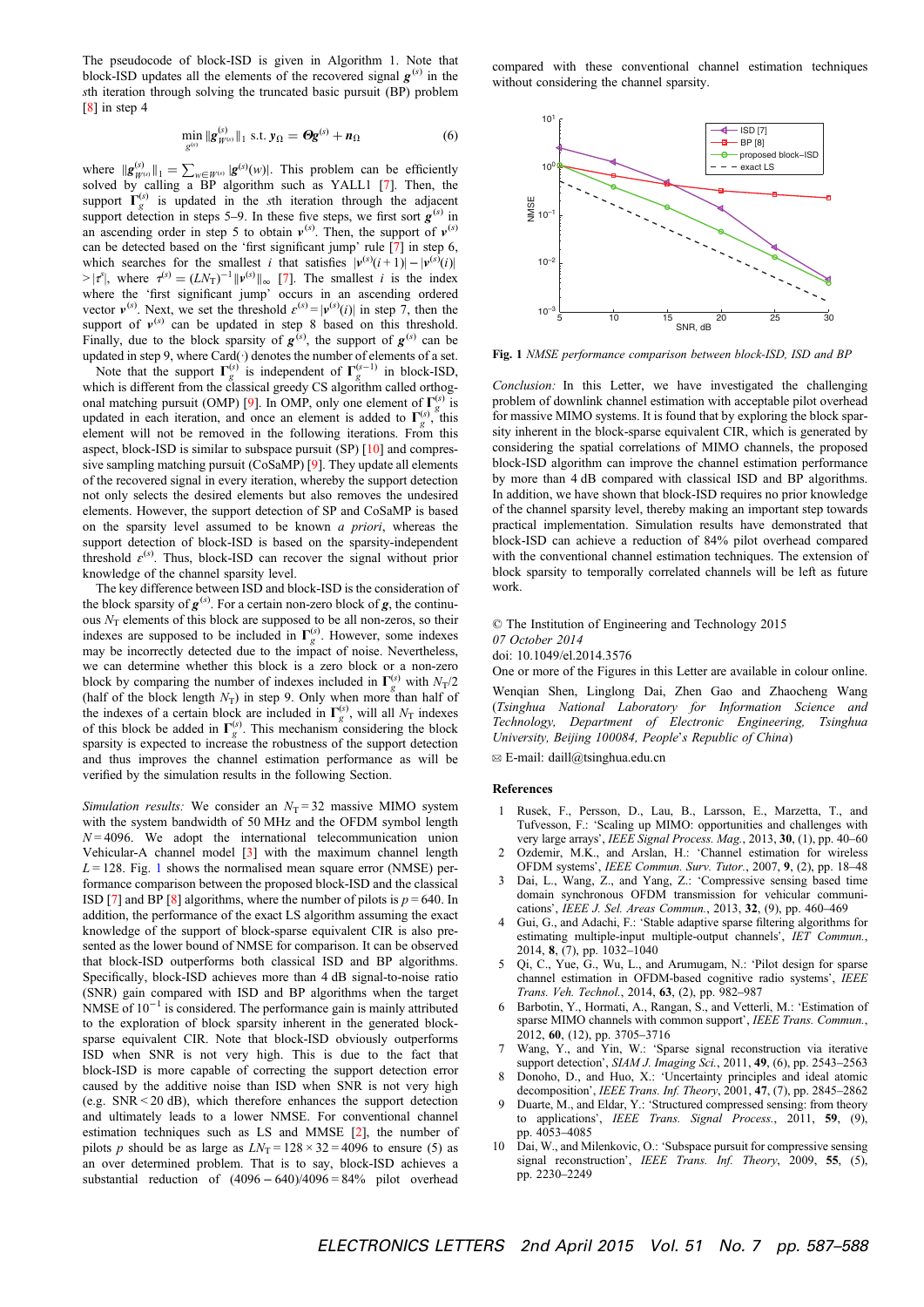The pseudocode of block-ISD is given in Algorithm 1. Note that block-ISD updates all the elements of the recovered signal $\boldsymbol{g}^{(s)}$ in the $s$th iteration through solving the truncated basic pursuit (BP) problem [8] in step 4

$$\min_{g^{(s)}} \|\boldsymbol{g}^{(s)}_{W^{(s)}}\|_1 \text{ s.t. } \boldsymbol{y}_\Omega = \boldsymbol{\Theta}\boldsymbol{g}^{(s)} + \boldsymbol{n}_\Omega \tag{6}$$

where $\|\boldsymbol{g}^{(s)}_{W^{(s)}}\|_1 = \sum_{w \in W^{(s)}} |\boldsymbol{g}^{(s)}(w)|$. This problem can be efficiently solved by calling a BP algorithm such as YALL1 [7]. Then, the support $\boldsymbol{\Gamma}^{(s)}_g$ is updated in the $s$th iteration through the adjacent support detection in steps 5–9. In these five steps, we first sort $\boldsymbol{g}^{(s)}$ in an ascending order in step 5 to obtain $\boldsymbol{v}^{(s)}$. Then, the support of $\boldsymbol{v}^{(s)}$ can be detected based on the 'first significant jump' rule [7] in step 6, which searches for the smallest $i$ that satisfies $|\boldsymbol{v}^{(s)}(i+1)| - |\boldsymbol{v}^{(s)}(i)| > |\tau^s|$, where $\tau^{(s)} = (LN_T)^{-1}\|\boldsymbol{v}^{(s)}\|_\infty$ [7]. The smallest $i$ is the index where the 'first significant jump' occurs in an ascending ordered vector $\boldsymbol{v}^{(s)}$. Next, we set the threshold $\varepsilon^{(s)} = |\boldsymbol{v}^{(s)}(i)|$ in step 7, then the support of $\boldsymbol{v}^{(s)}$ can be updated in step 8 based on this threshold. Finally, due to the block sparsity of $\boldsymbol{g}^{(s)}$, the support of $\boldsymbol{g}^{(s)}$ can be updated in step 9, where Card(·) denotes the number of elements of a set.

Note that the support $\boldsymbol{\Gamma}^{(s)}_g$ is independent of $\boldsymbol{\Gamma}^{(s-1)}_g$ in block-ISD, which is different from the classical greedy CS algorithm called orthogonal matching pursuit (OMP) [9]. In OMP, only one element of $\boldsymbol{\Gamma}^{(s)}_g$ is updated in each iteration, and once an element is added to $\boldsymbol{\Gamma}^{(s)}_g$, this element will not be removed in the following iterations. From this aspect, block-ISD is similar to subspace pursuit (SP) [10] and compressive sampling matching pursuit (CoSaMP) [9]. They update all elements of the recovered signal in every iteration, whereby the support detection not only selects the desired elements but also removes the undesired elements. However, the support detection of SP and CoSaMP is based on the sparsity level assumed to be known *a priori*, whereas the support detection of block-ISD is based on the sparsity-independent threshold $\varepsilon^{(s)}$. Thus, block-ISD can recover the signal without prior knowledge of the channel sparsity level.

The key difference between ISD and block-ISD is the consideration of the block sparsity of $\boldsymbol{g}^{(s)}$. For a certain non-zero block of $\boldsymbol{g}$, the continuous $N_T$ elements of this block are supposed to be all non-zeros, so their indexes are supposed to be included in $\boldsymbol{\Gamma}^{(s)}_g$. However, some indexes may be incorrectly detected due to the impact of noise. Nevertheless, we can determine whether this block is a zero block or a non-zero block by comparing the number of indexes included in $\boldsymbol{\Gamma}^{(s)}_g$ with $N_T/2$ (half of the block length $N_T$) in step 9. Only when more than half of the indexes of a certain block are included in $\boldsymbol{\Gamma}^{(s)}_g$, will all $N_T$ indexes of this block be added in $\boldsymbol{\Gamma}^{(s)}_g$. This mechanism considering the block sparsity is expected to increase the robustness of the support detection and thus improves the channel estimation performance as will be verified by the simulation results in the following Section.

*Simulation results:* We consider an $N_T = 32$ massive MIMO system with the system bandwidth of 50 MHz and the OFDM symbol length $N = 4096$. We adopt the international telecommunication union Vehicular-A channel model [3] with the maximum channel length $L = 128$. Fig. 1 shows the normalised mean square error (NMSE) performance comparison between the proposed block-ISD and the classical ISD [7] and BP [8] algorithms, where the number of pilots is $p = 640$. In addition, the performance of the exact LS algorithm assuming the exact knowledge of the support of block-sparse equivalent CIR is also presented as the lower bound of NMSE for comparison. It can be observed that block-ISD outperforms both classical ISD and BP algorithms. Specifically, block-ISD achieves more than 4 dB signal-to-noise ratio (SNR) gain compared with ISD and BP algorithms when the target NMSE of $10^{-1}$ is considered. The performance gain is mainly attributed to the exploration of block sparsity inherent in the generated block-sparse equivalent CIR. Note that block-ISD obviously outperforms ISD when SNR is not very high. This is due to the fact that block-ISD is more capable of correcting the support detection error caused by the additive noise than ISD when SNR is not very high (e.g. SNR < 20 dB), which therefore enhances the support detection and ultimately leads to a lower NMSE. For conventional channel estimation techniques such as LS and MMSE [2], the number of pilots $p$ should be as large as $LN_T = 128 \times 32 = 4096$ to ensure (5) as an over determined problem. That is to say, block-ISD achieves a substantial reduction of $(4096 - 640)/4096 = 84\%$ pilot overhead compared with these conventional channel estimation techniques without considering the channel sparsity.

ISD [7]
BP [8]
proposed block-ISD
exact LS
NMSE
SNR, dB

**Fig. 1** *NMSE performance comparison between block-ISD, ISD and BP*

*Conclusion:* In this Letter, we have investigated the challenging problem of downlink channel estimation with acceptable pilot overhead for massive MIMO systems. It is found that by exploring the block sparsity inherent in the block-sparse equivalent CIR, which is generated by considering the spatial correlations of MIMO channels, the proposed block-ISD algorithm can improve the channel estimation performance by more than 4 dB compared with classical ISD and BP algorithms. In addition, we have shown that block-ISD requires no prior knowledge of the channel sparsity level, thereby making an important step towards practical implementation. Simulation results have demonstrated that block-ISD can achieve a reduction of 84% pilot overhead compared with the conventional channel estimation techniques. The extension of block sparsity to temporally correlated channels will be left as future work.

© The Institution of Engineering and Technology 2015
*07 October 2014*
doi: 10.1049/el.2014.3576
One or more of the Figures in this Letter are available in colour online.

Wenqian Shen, Linglong Dai, Zhen Gao and Zhaocheng Wang (*Tsinghua National Laboratory for Information Science and Technology, Department of Electronic Engineering, Tsinghua University, Beijing 100084, People's Republic of China*)

✉ E-mail: daill@tsinghua.edu.cn

## References

1. Rusek, F., Persson, D., Lau, B., Larsson, E., Marzetta, T., and Tufvesson, F.: 'Scaling up MIMO: opportunities and challenges with very large arrays', *IEEE Signal Process. Mag.*, 2013, **30**, (1), pp. 40–60
2. Ozdemir, M.K., and Arslan, H.: 'Channel estimation for wireless OFDM systems', *IEEE Commun. Surv. Tutor.*, 2007, **9**, (2), pp. 18–48
3. Dai, L., Wang, Z., and Yang, Z.: 'Compressive sensing based time domain synchronous OFDM transmission for vehicular communications', *IEEE J. Sel. Areas Commun.*, 2013, **32**, (9), pp. 460–469
4. Gui, G., and Adachi, F.: 'Stable adaptive sparse filtering algorithms for estimating multiple-input multiple-output channels', *IET Commun.*, 2014, **8**, (7), pp. 1032–1040
5. Qi, C., Yue, G., Wu, L., and Arumugam, N.: 'Pilot design for sparse channel estimation in OFDM-based cognitive radio systems', *IEEE Trans. Veh. Technol.*, 2014, **63**, (2), pp. 982–987
6. Barbotin, Y., Hormati, A., Rangan, S., and Vetterli, M.: 'Estimation of sparse MIMO channels with common support', *IEEE Trans. Commun.*, 2012, **60**, (12), pp. 3705–3716
7. Wang, Y., and Yin, W.: 'Sparse signal reconstruction via iterative support detection', *SIAM J. Imaging Sci.*, 2011, **49**, (6), pp. 2543–2563
8. Donoho, D., and Huo, X.: 'Uncertainty principles and ideal atomic decomposition', *IEEE Trans. Inf. Theory*, 2001, **47**, (7), pp. 2845–2862
9. Duarte, M., and Eldar, Y.: 'Structured compressed sensing: from theory to applications', *IEEE Trans. Signal Process.*, 2011, **59**, (9), pp. 4053–4085
10. Dai, W., and Milenkovic, O.: 'Subspace pursuit for compressive sensing signal reconstruction', *IEEE Trans. Inf. Theory*, 2009, **55**, (5), pp. 2230–2249